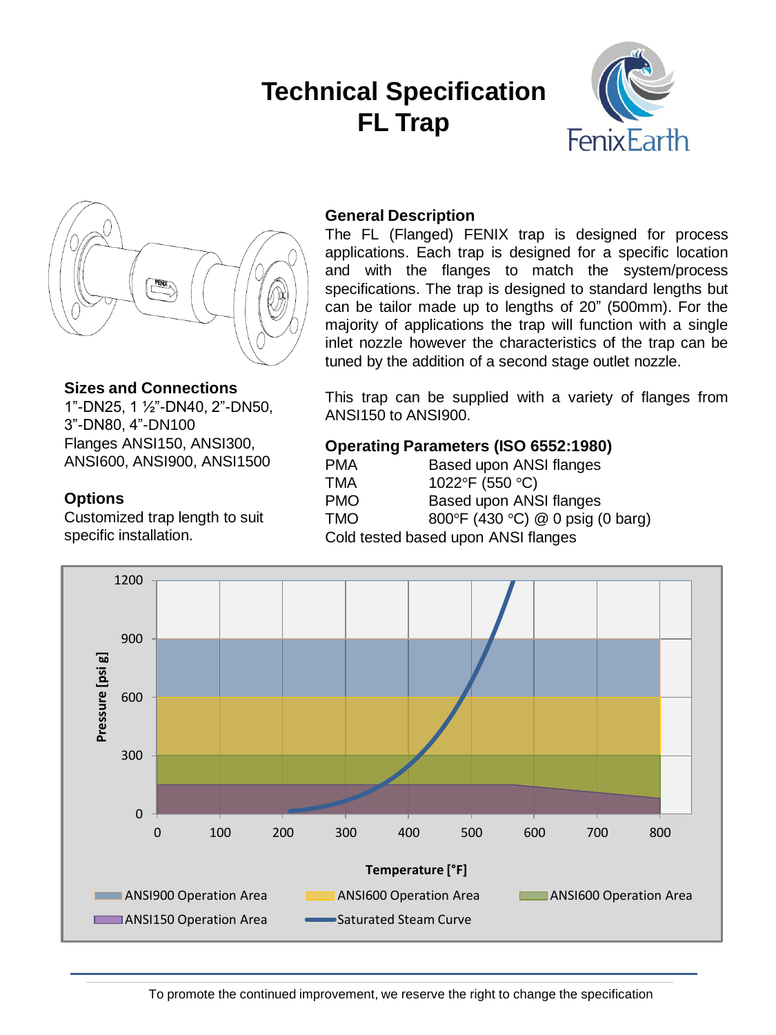# Technical Specification
# FL Trap

FenixEarth

### Sizes and Connections

1"-DN25, 1 ½"-DN40, 2"-DN50, 3"-DN80, 4"-DN100
Flanges ANSI150, ANSI300, ANSI600, ANSI900, ANSI1500

### Options

Customized trap length to suit specific installation.

### General Description

The FL (Flanged) FENIX trap is designed for process applications. Each trap is designed for a specific location and with the flanges to match the system/process specifications. The trap is designed to standard lengths but can be tailor made up to lengths of 20" (500mm). For the majority of applications the trap will function with a single inlet nozzle however the characteristics of the trap can be tuned by the addition of a second stage outlet nozzle.

This trap can be supplied with a variety of flanges from ANSI150 to ANSI900.

### Operating Parameters (ISO 6552:1980)

| | |
|---|---|
| PMA | Based upon ANSI flanges |
| TMA | 1022°F (550 °C) |
| PMO | Based upon ANSI flanges |
| TMO | 800°F (430 °C) @ 0 psig (0 barg) |

Cold tested based upon ANSI flanges

Pressure [psi g] vs. Temperature [°F]

Legend: ANSI900 Operation Area, ANSI600 Operation Area, ANSI600 Operation Area, ANSI150 Operation Area, Saturated Steam Curve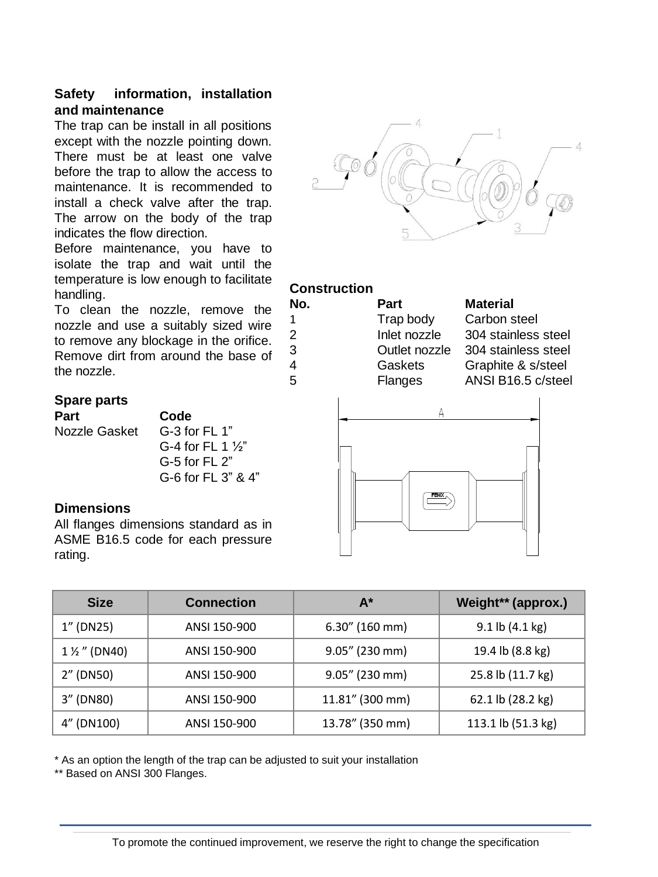## Safety information, installation and maintenance

The trap can be install in all positions except with the nozzle pointing down. There must be at least one valve before the trap to allow the access to maintenance. It is recommended to install a check valve after the trap. The arrow on the body of the trap indicates the flow direction.

Before maintenance, you have to isolate the trap and wait until the temperature is low enough to facilitate handling.

To clean the nozzle, remove the nozzle and use a suitably sized wire to remove any blockage in the orifice. Remove dirt from around the base of the nozzle.

## Spare parts

| Part | Code |
|---|---|
| Nozzle Gasket | G-3 for FL 1” |
| | G-4 for FL 1 ½” |
| | G-5 for FL 2” |
| | G-6 for FL 3” & 4” |

## Dimensions

All flanges dimensions standard as in ASME B16.5 code for each pressure rating.

## Construction

| No. | Part | Material |
|---|---|---|
| 1 | Trap body | Carbon steel |
| 2 | Inlet nozzle | 304 stainless steel |
| 3 | Outlet nozzle | 304 stainless steel |
| 4 | Gaskets | Graphite & s/steel |
| 5 | Flanges | ANSI B16.5 c/steel |

| Size | Connection | A* | Weight** (approx.) |
|---|---|---|---|
| 1” (DN25) | ANSI 150-900 | 6.30” (160 mm) | 9.1 lb (4.1 kg) |
| 1 ½ ” (DN40) | ANSI 150-900 | 9.05” (230 mm) | 19.4 lb (8.8 kg) |
| 2” (DN50) | ANSI 150-900 | 9.05” (230 mm) | 25.8 lb (11.7 kg) |
| 3” (DN80) | ANSI 150-900 | 11.81” (300 mm) | 62.1 lb (28.2 kg) |
| 4” (DN100) | ANSI 150-900 | 13.78” (350 mm) | 113.1 lb (51.3 kg) |

* As an option the length of the trap can be adjusted to suit your installation

** Based on ANSI 300 Flanges.

To promote the continued improvement, we reserve the right to change the specification